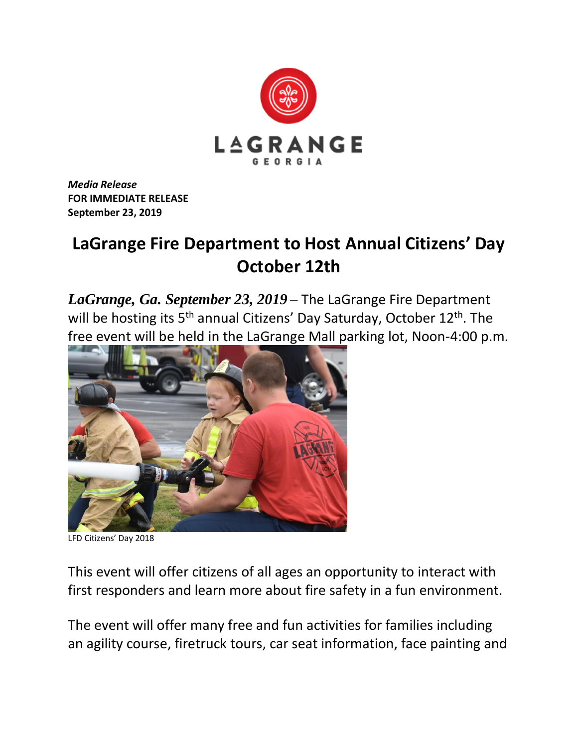LAGRANGE
GEORGIA

***Media Release***
**FOR IMMEDIATE RELEASE**
**September 23, 2019**

# LaGrange Fire Department to Host Annual Citizens' Day October 12th

***LaGrange, Ga. September 23, 2019*** – The LaGrange Fire Department will be hosting its 5th annual Citizens' Day Saturday, October 12th. The free event will be held in the LaGrange Mall parking lot, Noon-4:00 p.m.

LFD Citizens' Day 2018

This event will offer citizens of all ages an opportunity to interact with first responders and learn more about fire safety in a fun environment.

The event will offer many free and fun activities for families including an agility course, firetruck tours, car seat information, face painting and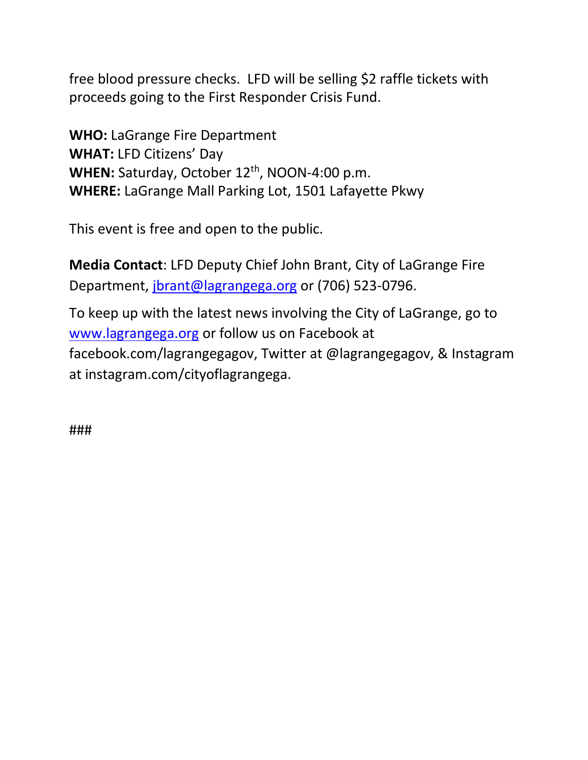free blood pressure checks. LFD will be selling $2 raffle tickets with proceeds going to the First Responder Crisis Fund.

**WHO:** LaGrange Fire Department  
**WHAT:** LFD Citizens' Day  
**WHEN:** Saturday, October 12th, NOON-4:00 p.m.  
**WHERE:** LaGrange Mall Parking Lot, 1501 Lafayette Pkwy

This event is free and open to the public.

**Media Contact**: LFD Deputy Chief John Brant, City of LaGrange Fire Department, jbrant@lagrangega.org or (706) 523-0796.

To keep up with the latest news involving the City of LaGrange, go to www.lagrangega.org or follow us on Facebook at facebook.com/lagrangegagov, Twitter at @lagrangegagov, & Instagram at instagram.com/cityoflagrangega.

###